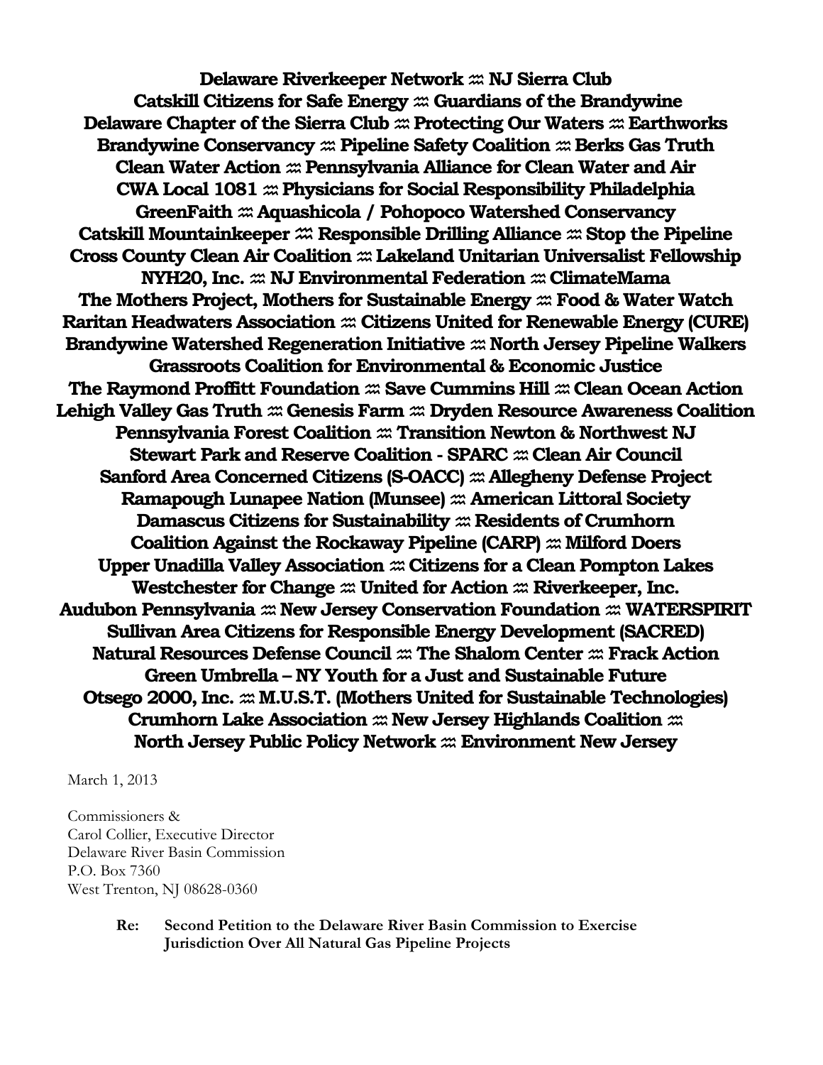**Delaware Riverkeeper Network ♒ NJ Sierra Club**
**Catskill Citizens for Safe Energy ♒ Guardians of the Brandywine**
**Delaware Chapter of the Sierra Club ♒ Protecting Our Waters ♒ Earthworks**
**Brandywine Conservancy ♒ Pipeline Safety Coalition ♒ Berks Gas Truth**
**Clean Water Action ♒ Pennsylvania Alliance for Clean Water and Air**
**CWA Local 1081 ♒ Physicians for Social Responsibility Philadelphia**
**GreenFaith ♒ Aquashicola / Pohopoco Watershed Conservancy**
**Catskill Mountainkeeper ♒ Responsible Drilling Alliance ♒ Stop the Pipeline**
**Cross County Clean Air Coalition ♒ Lakeland Unitarian Universalist Fellowship**
**NYH2O, Inc. ♒ NJ Environmental Federation ♒ ClimateMama**
**The Mothers Project, Mothers for Sustainable Energy ♒ Food & Water Watch**
**Raritan Headwaters Association ♒ Citizens United for Renewable Energy (CURE)**
**Brandywine Watershed Regeneration Initiative ♒ North Jersey Pipeline Walkers**
**Grassroots Coalition for Environmental & Economic Justice**
**The Raymond Proffitt Foundation ♒ Save Cummins Hill ♒ Clean Ocean Action**
**Lehigh Valley Gas Truth ♒ Genesis Farm ♒ Dryden Resource Awareness Coalition**
**Pennsylvania Forest Coalition ♒ Transition Newton & Northwest NJ**
**Stewart Park and Reserve Coalition - SPARC ♒ Clean Air Council**
**Sanford Area Concerned Citizens (S-OACC) ♒ Allegheny Defense Project**
**Ramapough Lunapee Nation (Munsee) ♒ American Littoral Society**
**Damascus Citizens for Sustainability ♒ Residents of Crumhorn**
**Coalition Against the Rockaway Pipeline (CARP) ♒ Milford Doers**
**Upper Unadilla Valley Association ♒ Citizens for a Clean Pompton Lakes**
**Westchester for Change ♒ United for Action ♒ Riverkeeper, Inc.**
**Audubon Pennsylvania ♒ New Jersey Conservation Foundation ♒ WATERSPIRIT**
**Sullivan Area Citizens for Responsible Energy Development (SACRED)**
**Natural Resources Defense Council ♒ The Shalom Center ♒ Frack Action**
**Green Umbrella – NY Youth for a Just and Sustainable Future**
**Otsego 2000, Inc. ♒ M.U.S.T. (Mothers United for Sustainable Technologies)**
**Crumhorn Lake Association ♒ New Jersey Highlands Coalition ♒**
**North Jersey Public Policy Network ♒ Environment New Jersey**

March 1, 2013

Commissioners &
Carol Collier, Executive Director
Delaware River Basin Commission
P.O. Box 7360
West Trenton, NJ 08628-0360

**Re: Second Petition to the Delaware River Basin Commission to Exercise Jurisdiction Over All Natural Gas Pipeline Projects**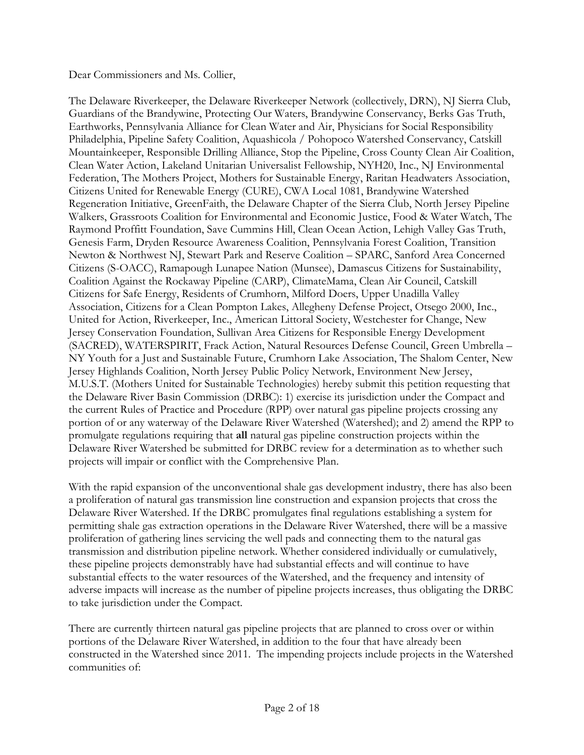Dear Commissioners and Ms. Collier,

The Delaware Riverkeeper, the Delaware Riverkeeper Network (collectively, DRN), NJ Sierra Club, Guardians of the Brandywine, Protecting Our Waters, Brandywine Conservancy, Berks Gas Truth, Earthworks, Pennsylvania Alliance for Clean Water and Air, Physicians for Social Responsibility Philadelphia, Pipeline Safety Coalition, Aquashicola / Pohopoco Watershed Conservancy, Catskill Mountainkeeper, Responsible Drilling Alliance, Stop the Pipeline, Cross County Clean Air Coalition, Clean Water Action, Lakeland Unitarian Universalist Fellowship, NYH20, Inc., NJ Environmental Federation, The Mothers Project, Mothers for Sustainable Energy, Raritan Headwaters Association, Citizens United for Renewable Energy (CURE), CWA Local 1081, Brandywine Watershed Regeneration Initiative, GreenFaith, the Delaware Chapter of the Sierra Club, North Jersey Pipeline Walkers, Grassroots Coalition for Environmental and Economic Justice, Food & Water Watch, The Raymond Proffitt Foundation, Save Cummins Hill, Clean Ocean Action, Lehigh Valley Gas Truth, Genesis Farm, Dryden Resource Awareness Coalition, Pennsylvania Forest Coalition, Transition Newton & Northwest NJ, Stewart Park and Reserve Coalition – SPARC, Sanford Area Concerned Citizens (S-OACC), Ramapough Lunapee Nation (Munsee), Damascus Citizens for Sustainability, Coalition Against the Rockaway Pipeline (CARP), ClimateMama, Clean Air Council, Catskill Citizens for Safe Energy, Residents of Crumhorn, Milford Doers, Upper Unadilla Valley Association, Citizens for a Clean Pompton Lakes, Allegheny Defense Project, Otsego 2000, Inc., United for Action, Riverkeeper, Inc., American Littoral Society, Westchester for Change, New Jersey Conservation Foundation, Sullivan Area Citizens for Responsible Energy Development (SACRED), WATERSPIRIT, Frack Action, Natural Resources Defense Council, Green Umbrella – NY Youth for a Just and Sustainable Future, Crumhorn Lake Association, The Shalom Center, New Jersey Highlands Coalition, North Jersey Public Policy Network, Environment New Jersey, M.U.S.T. (Mothers United for Sustainable Technologies) hereby submit this petition requesting that the Delaware River Basin Commission (DRBC): 1) exercise its jurisdiction under the Compact and the current Rules of Practice and Procedure (RPP) over natural gas pipeline projects crossing any portion of or any waterway of the Delaware River Watershed (Watershed); and 2) amend the RPP to promulgate regulations requiring that **all** natural gas pipeline construction projects within the Delaware River Watershed be submitted for DRBC review for a determination as to whether such projects will impair or conflict with the Comprehensive Plan.

With the rapid expansion of the unconventional shale gas development industry, there has also been a proliferation of natural gas transmission line construction and expansion projects that cross the Delaware River Watershed. If the DRBC promulgates final regulations establishing a system for permitting shale gas extraction operations in the Delaware River Watershed, there will be a massive proliferation of gathering lines servicing the well pads and connecting them to the natural gas transmission and distribution pipeline network. Whether considered individually or cumulatively, these pipeline projects demonstrably have had substantial effects and will continue to have substantial effects to the water resources of the Watershed, and the frequency and intensity of adverse impacts will increase as the number of pipeline projects increases, thus obligating the DRBC to take jurisdiction under the Compact.

There are currently thirteen natural gas pipeline projects that are planned to cross over or within portions of the Delaware River Watershed, in addition to the four that have already been constructed in the Watershed since 2011. The impending projects include projects in the Watershed communities of: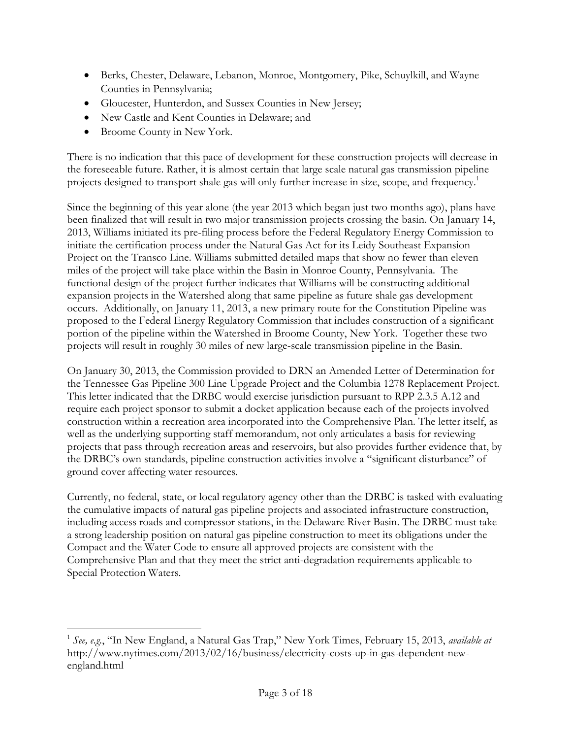- Berks, Chester, Delaware, Lebanon, Monroe, Montgomery, Pike, Schuylkill, and Wayne Counties in Pennsylvania;
- Gloucester, Hunterdon, and Sussex Counties in New Jersey;
- New Castle and Kent Counties in Delaware; and
- Broome County in New York.

There is no indication that this pace of development for these construction projects will decrease in the foreseeable future. Rather, it is almost certain that large scale natural gas transmission pipeline projects designed to transport shale gas will only further increase in size, scope, and frequency.[1]

Since the beginning of this year alone (the year 2013 which began just two months ago), plans have been finalized that will result in two major transmission projects crossing the basin. On January 14, 2013, Williams initiated its pre-filing process before the Federal Regulatory Energy Commission to initiate the certification process under the Natural Gas Act for its Leidy Southeast Expansion Project on the Transco Line. Williams submitted detailed maps that show no fewer than eleven miles of the project will take place within the Basin in Monroe County, Pennsylvania. The functional design of the project further indicates that Williams will be constructing additional expansion projects in the Watershed along that same pipeline as future shale gas development occurs. Additionally, on January 11, 2013, a new primary route for the Constitution Pipeline was proposed to the Federal Energy Regulatory Commission that includes construction of a significant portion of the pipeline within the Watershed in Broome County, New York. Together these two projects will result in roughly 30 miles of new large-scale transmission pipeline in the Basin.

On January 30, 2013, the Commission provided to DRN an Amended Letter of Determination for the Tennessee Gas Pipeline 300 Line Upgrade Project and the Columbia 1278 Replacement Project. This letter indicated that the DRBC would exercise jurisdiction pursuant to RPP 2.3.5 A.12 and require each project sponsor to submit a docket application because each of the projects involved construction within a recreation area incorporated into the Comprehensive Plan. The letter itself, as well as the underlying supporting staff memorandum, not only articulates a basis for reviewing projects that pass through recreation areas and reservoirs, but also provides further evidence that, by the DRBC's own standards, pipeline construction activities involve a "significant disturbance" of ground cover affecting water resources.

Currently, no federal, state, or local regulatory agency other than the DRBC is tasked with evaluating the cumulative impacts of natural gas pipeline projects and associated infrastructure construction, including access roads and compressor stations, in the Delaware River Basin. The DRBC must take a strong leadership position on natural gas pipeline construction to meet its obligations under the Compact and the Water Code to ensure all approved projects are consistent with the Comprehensive Plan and that they meet the strict anti-degradation requirements applicable to Special Protection Waters.

---

[1] *See, e.g.*, "In New England, a Natural Gas Trap," New York Times, February 15, 2013, *available at* http://www.nytimes.com/2013/02/16/business/electricity-costs-up-in-gas-dependent-new-england.html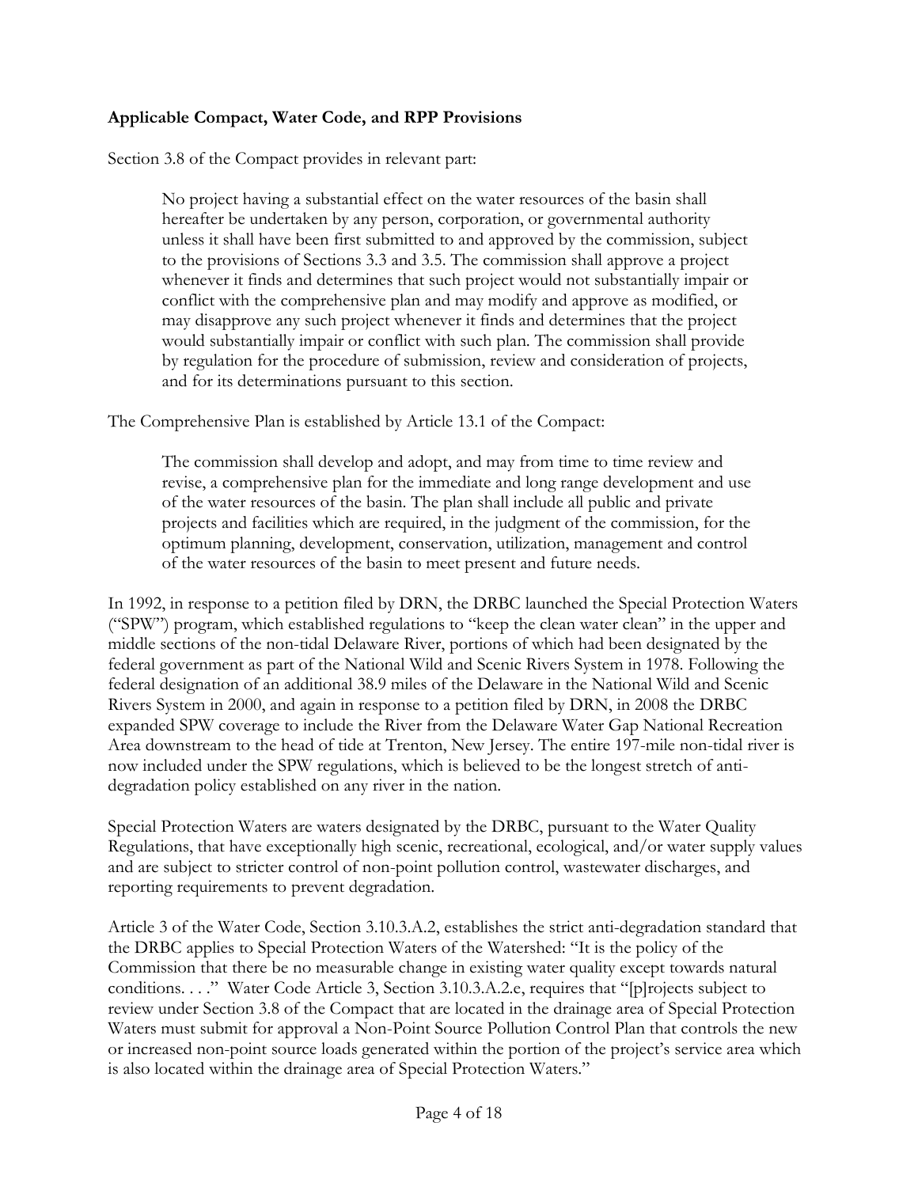**Applicable Compact, Water Code, and RPP Provisions**

Section 3.8 of the Compact provides in relevant part:

> No project having a substantial effect on the water resources of the basin shall hereafter be undertaken by any person, corporation, or governmental authority unless it shall have been first submitted to and approved by the commission, subject to the provisions of Sections 3.3 and 3.5. The commission shall approve a project whenever it finds and determines that such project would not substantially impair or conflict with the comprehensive plan and may modify and approve as modified, or may disapprove any such project whenever it finds and determines that the project would substantially impair or conflict with such plan. The commission shall provide by regulation for the procedure of submission, review and consideration of projects, and for its determinations pursuant to this section.

The Comprehensive Plan is established by Article 13.1 of the Compact:

> The commission shall develop and adopt, and may from time to time review and revise, a comprehensive plan for the immediate and long range development and use of the water resources of the basin. The plan shall include all public and private projects and facilities which are required, in the judgment of the commission, for the optimum planning, development, conservation, utilization, management and control of the water resources of the basin to meet present and future needs.

In 1992, in response to a petition filed by DRN, the DRBC launched the Special Protection Waters ("SPW") program, which established regulations to "keep the clean water clean" in the upper and middle sections of the non-tidal Delaware River, portions of which had been designated by the federal government as part of the National Wild and Scenic Rivers System in 1978. Following the federal designation of an additional 38.9 miles of the Delaware in the National Wild and Scenic Rivers System in 2000, and again in response to a petition filed by DRN, in 2008 the DRBC expanded SPW coverage to include the River from the Delaware Water Gap National Recreation Area downstream to the head of tide at Trenton, New Jersey. The entire 197-mile non-tidal river is now included under the SPW regulations, which is believed to be the longest stretch of anti-degradation policy established on any river in the nation.

Special Protection Waters are waters designated by the DRBC, pursuant to the Water Quality Regulations, that have exceptionally high scenic, recreational, ecological, and/or water supply values and are subject to stricter control of non-point pollution control, wastewater discharges, and reporting requirements to prevent degradation.

Article 3 of the Water Code, Section 3.10.3.A.2, establishes the strict anti-degradation standard that the DRBC applies to Special Protection Waters of the Watershed: "It is the policy of the Commission that there be no measurable change in existing water quality except towards natural conditions. . . ." Water Code Article 3, Section 3.10.3.A.2.e, requires that "[p]rojects subject to review under Section 3.8 of the Compact that are located in the drainage area of Special Protection Waters must submit for approval a Non-Point Source Pollution Control Plan that controls the new or increased non-point source loads generated within the portion of the project's service area which is also located within the drainage area of Special Protection Waters."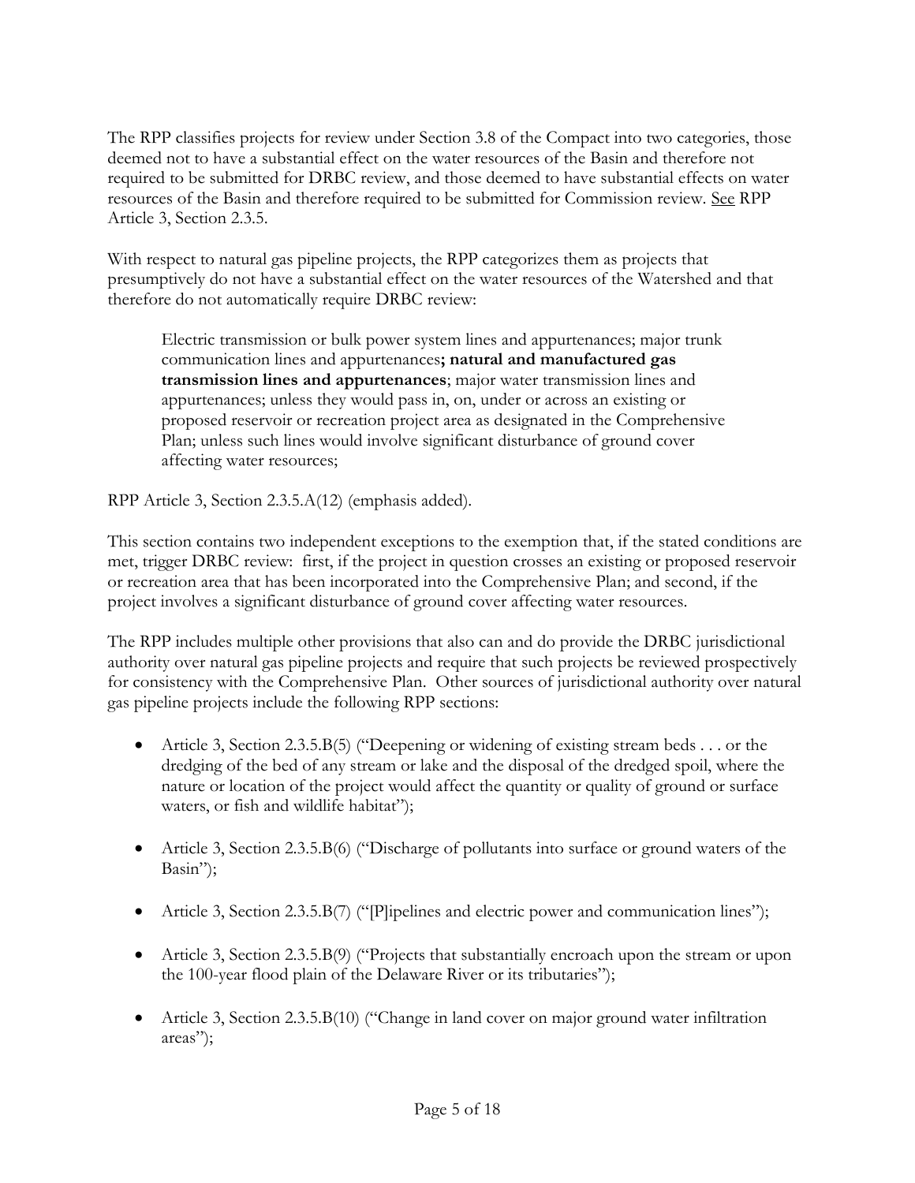The RPP classifies projects for review under Section 3.8 of the Compact into two categories, those deemed not to have a substantial effect on the water resources of the Basin and therefore not required to be submitted for DRBC review, and those deemed to have substantial effects on water resources of the Basin and therefore required to be submitted for Commission review. See RPP Article 3, Section 2.3.5.

With respect to natural gas pipeline projects, the RPP categorizes them as projects that presumptively do not have a substantial effect on the water resources of the Watershed and that therefore do not automatically require DRBC review:

> Electric transmission or bulk power system lines and appurtenances; major trunk communication lines and appurtenances**; natural and manufactured gas transmission lines and appurtenances**; major water transmission lines and appurtenances; unless they would pass in, on, under or across an existing or proposed reservoir or recreation project area as designated in the Comprehensive Plan; unless such lines would involve significant disturbance of ground cover affecting water resources;

RPP Article 3, Section 2.3.5.A(12) (emphasis added).

This section contains two independent exceptions to the exemption that, if the stated conditions are met, trigger DRBC review: first, if the project in question crosses an existing or proposed reservoir or recreation area that has been incorporated into the Comprehensive Plan; and second, if the project involves a significant disturbance of ground cover affecting water resources.

The RPP includes multiple other provisions that also can and do provide the DRBC jurisdictional authority over natural gas pipeline projects and require that such projects be reviewed prospectively for consistency with the Comprehensive Plan. Other sources of jurisdictional authority over natural gas pipeline projects include the following RPP sections:

- Article 3, Section 2.3.5.B(5) ("Deepening or widening of existing stream beds . . . or the dredging of the bed of any stream or lake and the disposal of the dredged spoil, where the nature or location of the project would affect the quantity or quality of ground or surface waters, or fish and wildlife habitat");
- Article 3, Section 2.3.5.B(6) ("Discharge of pollutants into surface or ground waters of the Basin");
- Article 3, Section 2.3.5.B(7) ("[P]ipelines and electric power and communication lines");
- Article 3, Section 2.3.5.B(9) ("Projects that substantially encroach upon the stream or upon the 100-year flood plain of the Delaware River or its tributaries");
- Article 3, Section 2.3.5.B(10) ("Change in land cover on major ground water infiltration areas");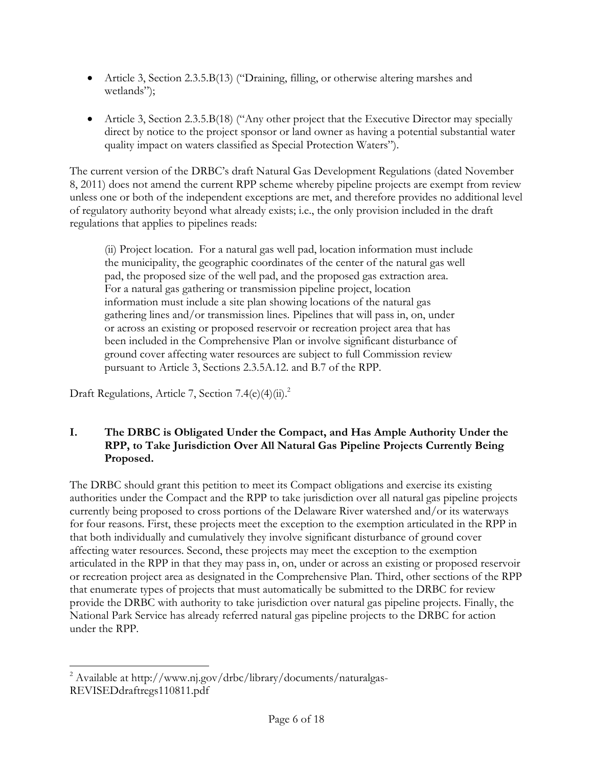- Article 3, Section 2.3.5.B(13) ("Draining, filling, or otherwise altering marshes and wetlands");

- Article 3, Section 2.3.5.B(18) ("Any other project that the Executive Director may specially direct by notice to the project sponsor or land owner as having a potential substantial water quality impact on waters classified as Special Protection Waters").

The current version of the DRBC's draft Natural Gas Development Regulations (dated November 8, 2011) does not amend the current RPP scheme whereby pipeline projects are exempt from review unless one or both of the independent exceptions are met, and therefore provides no additional level of regulatory authority beyond what already exists; i.e., the only provision included in the draft regulations that applies to pipelines reads:

> (ii) Project location. For a natural gas well pad, location information must include the municipality, the geographic coordinates of the center of the natural gas well pad, the proposed size of the well pad, and the proposed gas extraction area. For a natural gas gathering or transmission pipeline project, location information must include a site plan showing locations of the natural gas gathering lines and/or transmission lines. Pipelines that will pass in, on, under or across an existing or proposed reservoir or recreation project area that has been included in the Comprehensive Plan or involve significant disturbance of ground cover affecting water resources are subject to full Commission review pursuant to Article 3, Sections 2.3.5A.12. and B.7 of the RPP.

Draft Regulations, Article 7, Section 7.4(e)(4)(ii).[2]

## I. The DRBC is Obligated Under the Compact, and Has Ample Authority Under the RPP, to Take Jurisdiction Over All Natural Gas Pipeline Projects Currently Being Proposed.

The DRBC should grant this petition to meet its Compact obligations and exercise its existing authorities under the Compact and the RPP to take jurisdiction over all natural gas pipeline projects currently being proposed to cross portions of the Delaware River watershed and/or its waterways for four reasons. First, these projects meet the exception to the exemption articulated in the RPP in that both individually and cumulatively they involve significant disturbance of ground cover affecting water resources. Second, these projects may meet the exception to the exemption articulated in the RPP in that they may pass in, on, under or across an existing or proposed reservoir or recreation project area as designated in the Comprehensive Plan. Third, other sections of the RPP that enumerate types of projects that must automatically be submitted to the DRBC for review provide the DRBC with authority to take jurisdiction over natural gas pipeline projects. Finally, the National Park Service has already referred natural gas pipeline projects to the DRBC for action under the RPP.

[2] Available at http://www.nj.gov/drbc/library/documents/naturalgas-REVISEDdraftregs110811.pdf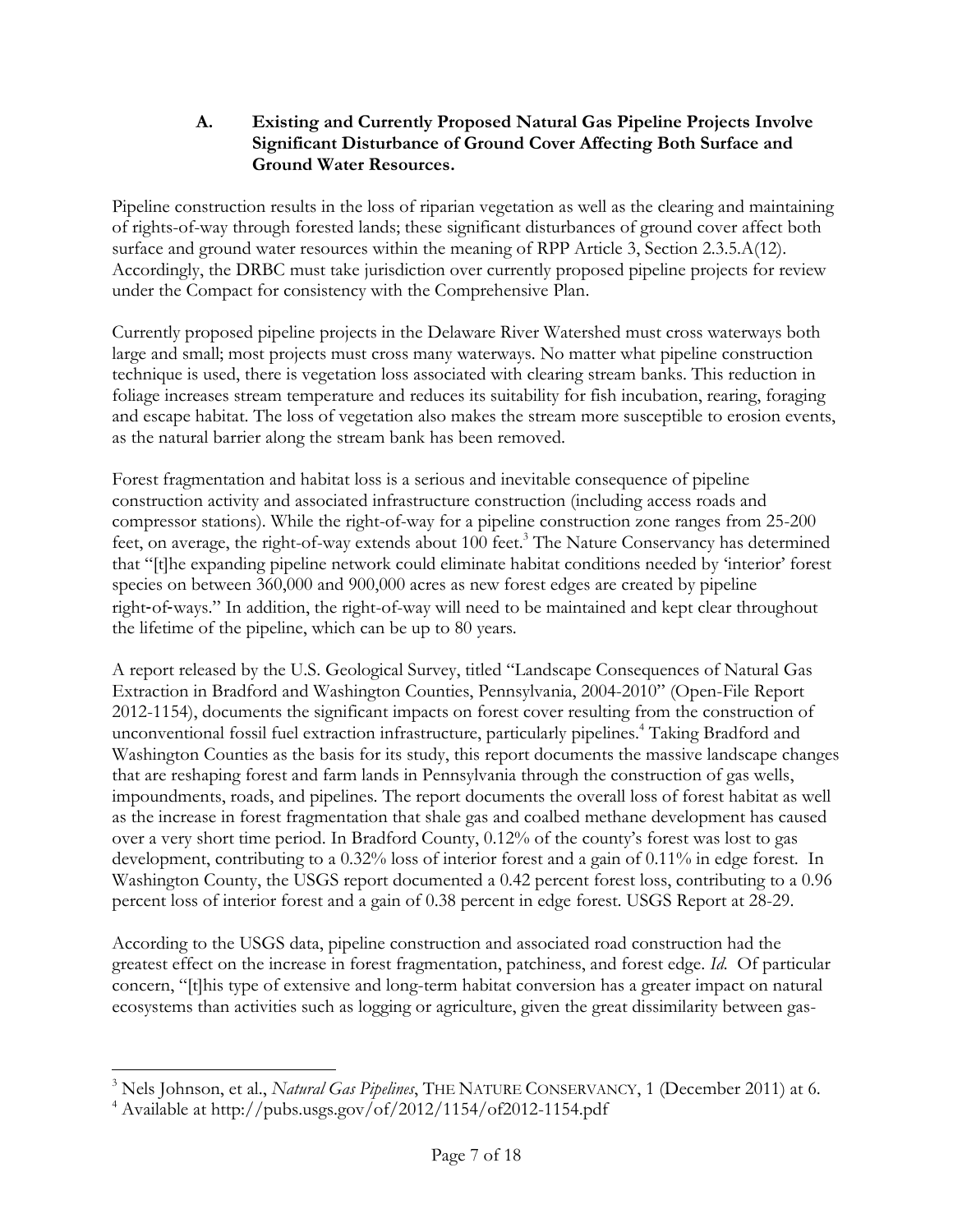### A. Existing and Currently Proposed Natural Gas Pipeline Projects Involve Significant Disturbance of Ground Cover Affecting Both Surface and Ground Water Resources.

Pipeline construction results in the loss of riparian vegetation as well as the clearing and maintaining of rights-of-way through forested lands; these significant disturbances of ground cover affect both surface and ground water resources within the meaning of RPP Article 3, Section 2.3.5.A(12). Accordingly, the DRBC must take jurisdiction over currently proposed pipeline projects for review under the Compact for consistency with the Comprehensive Plan.

Currently proposed pipeline projects in the Delaware River Watershed must cross waterways both large and small; most projects must cross many waterways. No matter what pipeline construction technique is used, there is vegetation loss associated with clearing stream banks. This reduction in foliage increases stream temperature and reduces its suitability for fish incubation, rearing, foraging and escape habitat. The loss of vegetation also makes the stream more susceptible to erosion events, as the natural barrier along the stream bank has been removed.

Forest fragmentation and habitat loss is a serious and inevitable consequence of pipeline construction activity and associated infrastructure construction (including access roads and compressor stations). While the right-of-way for a pipeline construction zone ranges from 25-200 feet, on average, the right-of-way extends about 100 feet.[3] The Nature Conservancy has determined that "[t]he expanding pipeline network could eliminate habitat conditions needed by 'interior' forest species on between 360,000 and 900,000 acres as new forest edges are created by pipeline right-of-ways." In addition, the right-of-way will need to be maintained and kept clear throughout the lifetime of the pipeline, which can be up to 80 years.

A report released by the U.S. Geological Survey, titled "Landscape Consequences of Natural Gas Extraction in Bradford and Washington Counties, Pennsylvania, 2004-2010" (Open-File Report 2012-1154), documents the significant impacts on forest cover resulting from the construction of unconventional fossil fuel extraction infrastructure, particularly pipelines.[4] Taking Bradford and Washington Counties as the basis for its study, this report documents the massive landscape changes that are reshaping forest and farm lands in Pennsylvania through the construction of gas wells, impoundments, roads, and pipelines. The report documents the overall loss of forest habitat as well as the increase in forest fragmentation that shale gas and coalbed methane development has caused over a very short time period. In Bradford County, 0.12% of the county's forest was lost to gas development, contributing to a 0.32% loss of interior forest and a gain of 0.11% in edge forest. In Washington County, the USGS report documented a 0.42 percent forest loss, contributing to a 0.96 percent loss of interior forest and a gain of 0.38 percent in edge forest. USGS Report at 28-29.

According to the USGS data, pipeline construction and associated road construction had the greatest effect on the increase in forest fragmentation, patchiness, and forest edge. *Id.* Of particular concern, "[t]his type of extensive and long-term habitat conversion has a greater impact on natural ecosystems than activities such as logging or agriculture, given the great dissimilarity between gas-

---

[3] Nels Johnson, et al., *Natural Gas Pipelines*, THE NATURE CONSERVANCY, 1 (December 2011) at 6.

[4] Available at http://pubs.usgs.gov/of/2012/1154/of2012-1154.pdf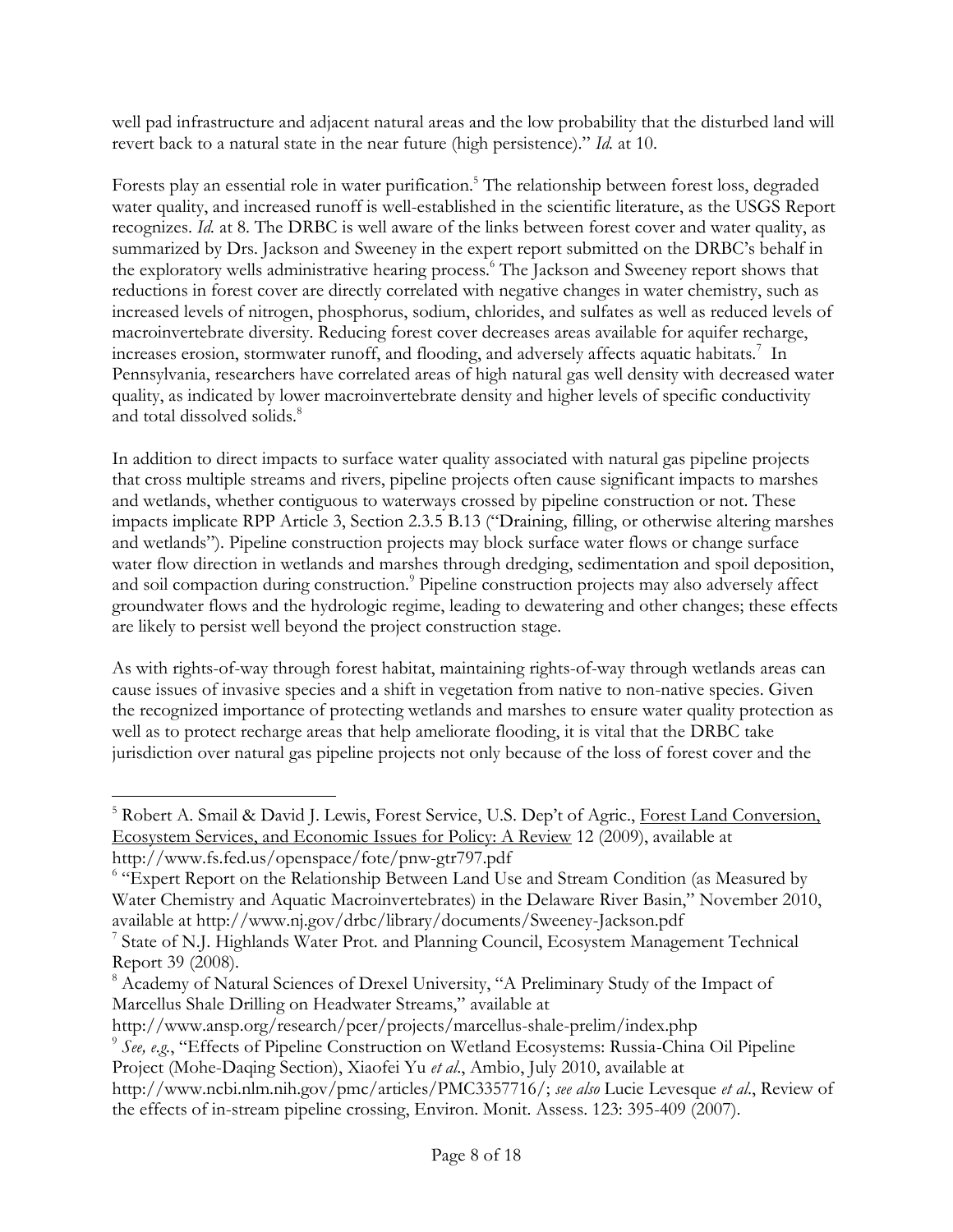well pad infrastructure and adjacent natural areas and the low probability that the disturbed land will revert back to a natural state in the near future (high persistence)." *Id.* at 10.

Forests play an essential role in water purification.[5] The relationship between forest loss, degraded water quality, and increased runoff is well-established in the scientific literature, as the USGS Report recognizes. *Id.* at 8. The DRBC is well aware of the links between forest cover and water quality, as summarized by Drs. Jackson and Sweeney in the expert report submitted on the DRBC's behalf in the exploratory wells administrative hearing process.[6] The Jackson and Sweeney report shows that reductions in forest cover are directly correlated with negative changes in water chemistry, such as increased levels of nitrogen, phosphorus, sodium, chlorides, and sulfates as well as reduced levels of macroinvertebrate diversity. Reducing forest cover decreases areas available for aquifer recharge, increases erosion, stormwater runoff, and flooding, and adversely affects aquatic habitats.[7] In Pennsylvania, researchers have correlated areas of high natural gas well density with decreased water quality, as indicated by lower macroinvertebrate density and higher levels of specific conductivity and total dissolved solids.[8]

In addition to direct impacts to surface water quality associated with natural gas pipeline projects that cross multiple streams and rivers, pipeline projects often cause significant impacts to marshes and wetlands, whether contiguous to waterways crossed by pipeline construction or not. These impacts implicate RPP Article 3, Section 2.3.5 B.13 ("Draining, filling, or otherwise altering marshes and wetlands"). Pipeline construction projects may block surface water flows or change surface water flow direction in wetlands and marshes through dredging, sedimentation and spoil deposition, and soil compaction during construction.[9] Pipeline construction projects may also adversely affect groundwater flows and the hydrologic regime, leading to dewatering and other changes; these effects are likely to persist well beyond the project construction stage.

As with rights-of-way through forest habitat, maintaining rights-of-way through wetlands areas can cause issues of invasive species and a shift in vegetation from native to non-native species. Given the recognized importance of protecting wetlands and marshes to ensure water quality protection as well as to protect recharge areas that help ameliorate flooding, it is vital that the DRBC take jurisdiction over natural gas pipeline projects not only because of the loss of forest cover and the

---

[5] Robert A. Smail & David J. Lewis, Forest Service, U.S. Dep't of Agric., Forest Land Conversion, Ecosystem Services, and Economic Issues for Policy: A Review 12 (2009), available at http://www.fs.fed.us/openspace/fote/pnw-gtr797.pdf

[6] "Expert Report on the Relationship Between Land Use and Stream Condition (as Measured by Water Chemistry and Aquatic Macroinvertebrates) in the Delaware River Basin," November 2010, available at http://www.nj.gov/drbc/library/documents/Sweeney-Jackson.pdf

[7] State of N.J. Highlands Water Prot. and Planning Council, Ecosystem Management Technical Report 39 (2008).

[8] Academy of Natural Sciences of Drexel University, "A Preliminary Study of the Impact of Marcellus Shale Drilling on Headwater Streams," available at http://www.ansp.org/research/pcer/projects/marcellus-shale-prelim/index.php

[9] *See, e.g.*, "Effects of Pipeline Construction on Wetland Ecosystems: Russia-China Oil Pipeline Project (Mohe-Daqing Section), Xiaofei Yu *et al*., Ambio, July 2010, available at http://www.ncbi.nlm.nih.gov/pmc/articles/PMC3357716/; *see also* Lucie Levesque *et al*., Review of the effects of in-stream pipeline crossing, Environ. Monit. Assess. 123: 395-409 (2007).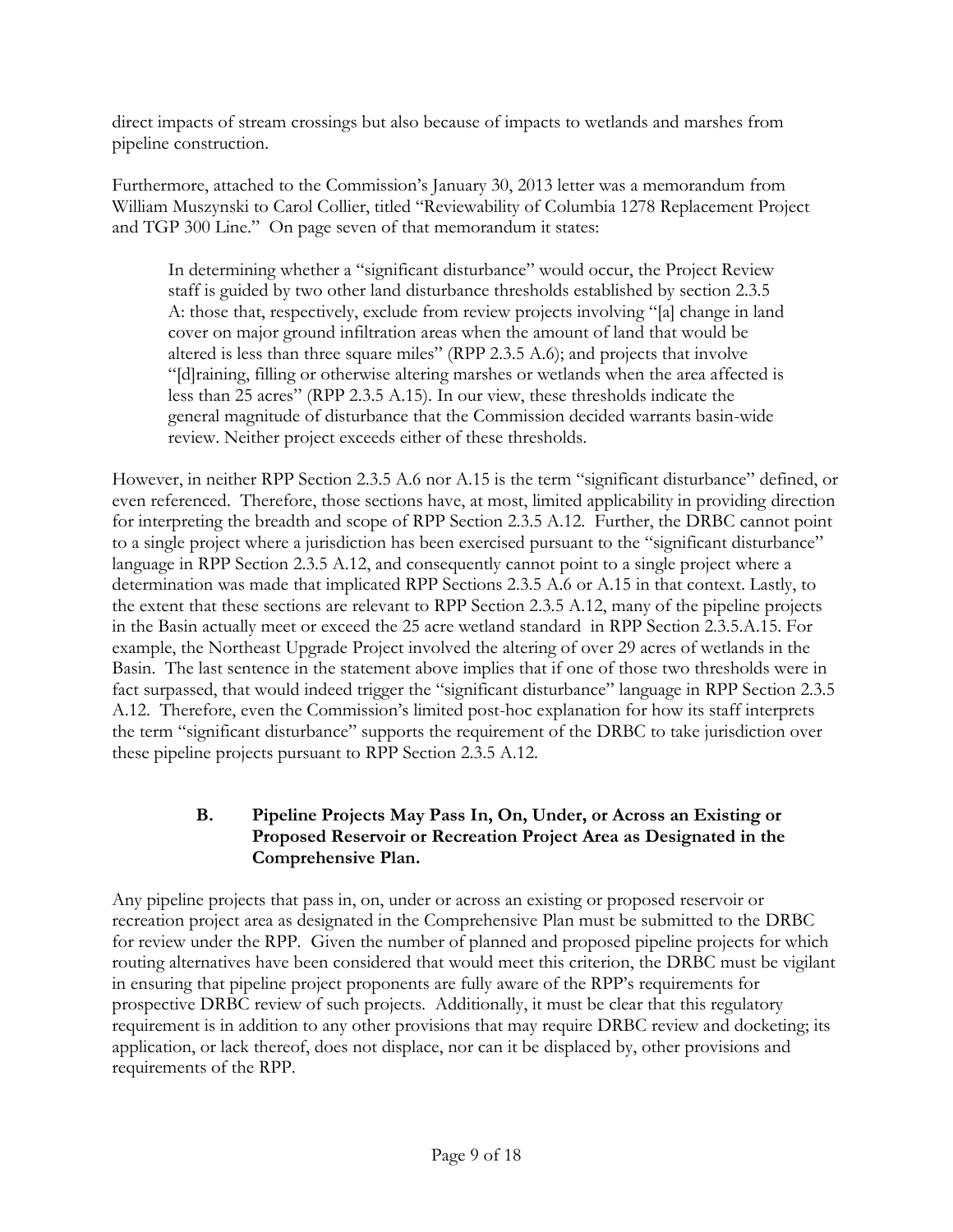direct impacts of stream crossings but also because of impacts to wetlands and marshes from pipeline construction.

Furthermore, attached to the Commission's January 30, 2013 letter was a memorandum from William Muszynski to Carol Collier, titled "Reviewability of Columbia 1278 Replacement Project and TGP 300 Line." On page seven of that memorandum it states:

> In determining whether a "significant disturbance" would occur, the Project Review staff is guided by two other land disturbance thresholds established by section 2.3.5 A: those that, respectively, exclude from review projects involving "[a] change in land cover on major ground infiltration areas when the amount of land that would be altered is less than three square miles" (RPP 2.3.5 A.6); and projects that involve "[d]raining, filling or otherwise altering marshes or wetlands when the area affected is less than 25 acres" (RPP 2.3.5 A.15). In our view, these thresholds indicate the general magnitude of disturbance that the Commission decided warrants basin-wide review. Neither project exceeds either of these thresholds.

However, in neither RPP Section 2.3.5 A.6 nor A.15 is the term "significant disturbance" defined, or even referenced. Therefore, those sections have, at most, limited applicability in providing direction for interpreting the breadth and scope of RPP Section 2.3.5 A.12. Further, the DRBC cannot point to a single project where a jurisdiction has been exercised pursuant to the "significant disturbance" language in RPP Section 2.3.5 A.12, and consequently cannot point to a single project where a determination was made that implicated RPP Sections 2.3.5 A.6 or A.15 in that context. Lastly, to the extent that these sections are relevant to RPP Section 2.3.5 A.12, many of the pipeline projects in the Basin actually meet or exceed the 25 acre wetland standard in RPP Section 2.3.5.A.15. For example, the Northeast Upgrade Project involved the altering of over 29 acres of wetlands in the Basin. The last sentence in the statement above implies that if one of those two thresholds were in fact surpassed, that would indeed trigger the "significant disturbance" language in RPP Section 2.3.5 A.12. Therefore, even the Commission's limited post-hoc explanation for how its staff interprets the term "significant disturbance" supports the requirement of the DRBC to take jurisdiction over these pipeline projects pursuant to RPP Section 2.3.5 A.12.

### B. Pipeline Projects May Pass In, On, Under, or Across an Existing or Proposed Reservoir or Recreation Project Area as Designated in the Comprehensive Plan.

Any pipeline projects that pass in, on, under or across an existing or proposed reservoir or recreation project area as designated in the Comprehensive Plan must be submitted to the DRBC for review under the RPP. Given the number of planned and proposed pipeline projects for which routing alternatives have been considered that would meet this criterion, the DRBC must be vigilant in ensuring that pipeline project proponents are fully aware of the RPP's requirements for prospective DRBC review of such projects. Additionally, it must be clear that this regulatory requirement is in addition to any other provisions that may require DRBC review and docketing; its application, or lack thereof, does not displace, nor can it be displaced by, other provisions and requirements of the RPP.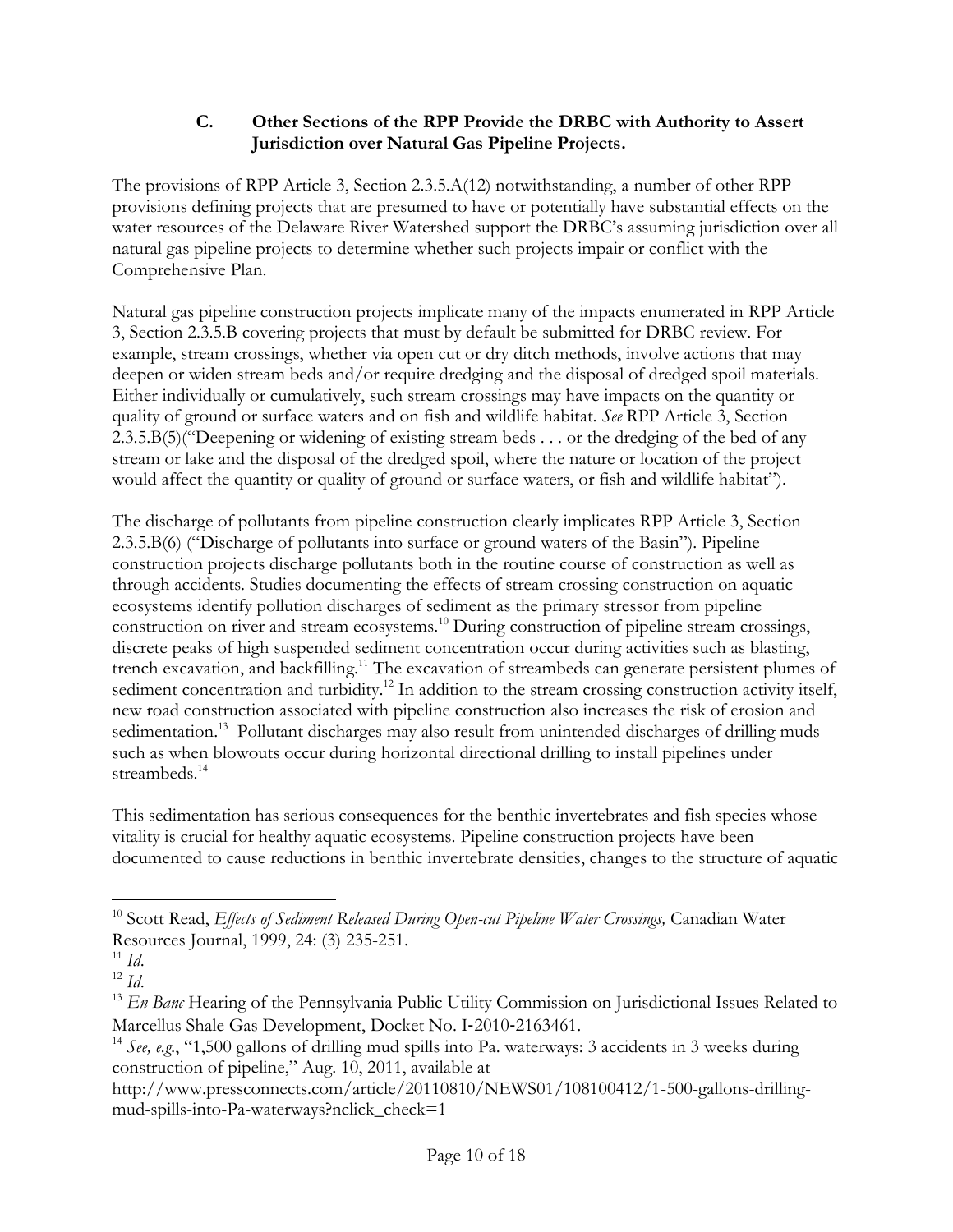### C. Other Sections of the RPP Provide the DRBC with Authority to Assert Jurisdiction over Natural Gas Pipeline Projects.

The provisions of RPP Article 3, Section 2.3.5.A(12) notwithstanding, a number of other RPP provisions defining projects that are presumed to have or potentially have substantial effects on the water resources of the Delaware River Watershed support the DRBC's assuming jurisdiction over all natural gas pipeline projects to determine whether such projects impair or conflict with the Comprehensive Plan.

Natural gas pipeline construction projects implicate many of the impacts enumerated in RPP Article 3, Section 2.3.5.B covering projects that must by default be submitted for DRBC review. For example, stream crossings, whether via open cut or dry ditch methods, involve actions that may deepen or widen stream beds and/or require dredging and the disposal of dredged spoil materials. Either individually or cumulatively, such stream crossings may have impacts on the quantity or quality of ground or surface waters and on fish and wildlife habitat. *See* RPP Article 3, Section 2.3.5.B(5)("Deepening or widening of existing stream beds . . . or the dredging of the bed of any stream or lake and the disposal of the dredged spoil, where the nature or location of the project would affect the quantity or quality of ground or surface waters, or fish and wildlife habitat").

The discharge of pollutants from pipeline construction clearly implicates RPP Article 3, Section 2.3.5.B(6) ("Discharge of pollutants into surface or ground waters of the Basin"). Pipeline construction projects discharge pollutants both in the routine course of construction as well as through accidents. Studies documenting the effects of stream crossing construction on aquatic ecosystems identify pollution discharges of sediment as the primary stressor from pipeline construction on river and stream ecosystems.[10] During construction of pipeline stream crossings, discrete peaks of high suspended sediment concentration occur during activities such as blasting, trench excavation, and backfilling.[11] The excavation of streambeds can generate persistent plumes of sediment concentration and turbidity.[12] In addition to the stream crossing construction activity itself, new road construction associated with pipeline construction also increases the risk of erosion and sedimentation.[13] Pollutant discharges may also result from unintended discharges of drilling muds such as when blowouts occur during horizontal directional drilling to install pipelines under streambeds.[14]

This sedimentation has serious consequences for the benthic invertebrates and fish species whose vitality is crucial for healthy aquatic ecosystems. Pipeline construction projects have been documented to cause reductions in benthic invertebrate densities, changes to the structure of aquatic

---

[10] Scott Read, *Effects of Sediment Released During Open-cut Pipeline Water Crossings,* Canadian Water Resources Journal, 1999, 24: (3) 235-251.

[11] *Id.*

[12] *Id.*

[13] *En Banc* Hearing of the Pennsylvania Public Utility Commission on Jurisdictional Issues Related to Marcellus Shale Gas Development, Docket No. I-2010-2163461.

[14] *See, e.g.*, "1,500 gallons of drilling mud spills into Pa. waterways: 3 accidents in 3 weeks during construction of pipeline," Aug. 10, 2011, available at http://www.pressconnects.com/article/20110810/NEWS01/108100412/1-500-gallons-drilling-mud-spills-into-Pa-waterways?nclick_check=1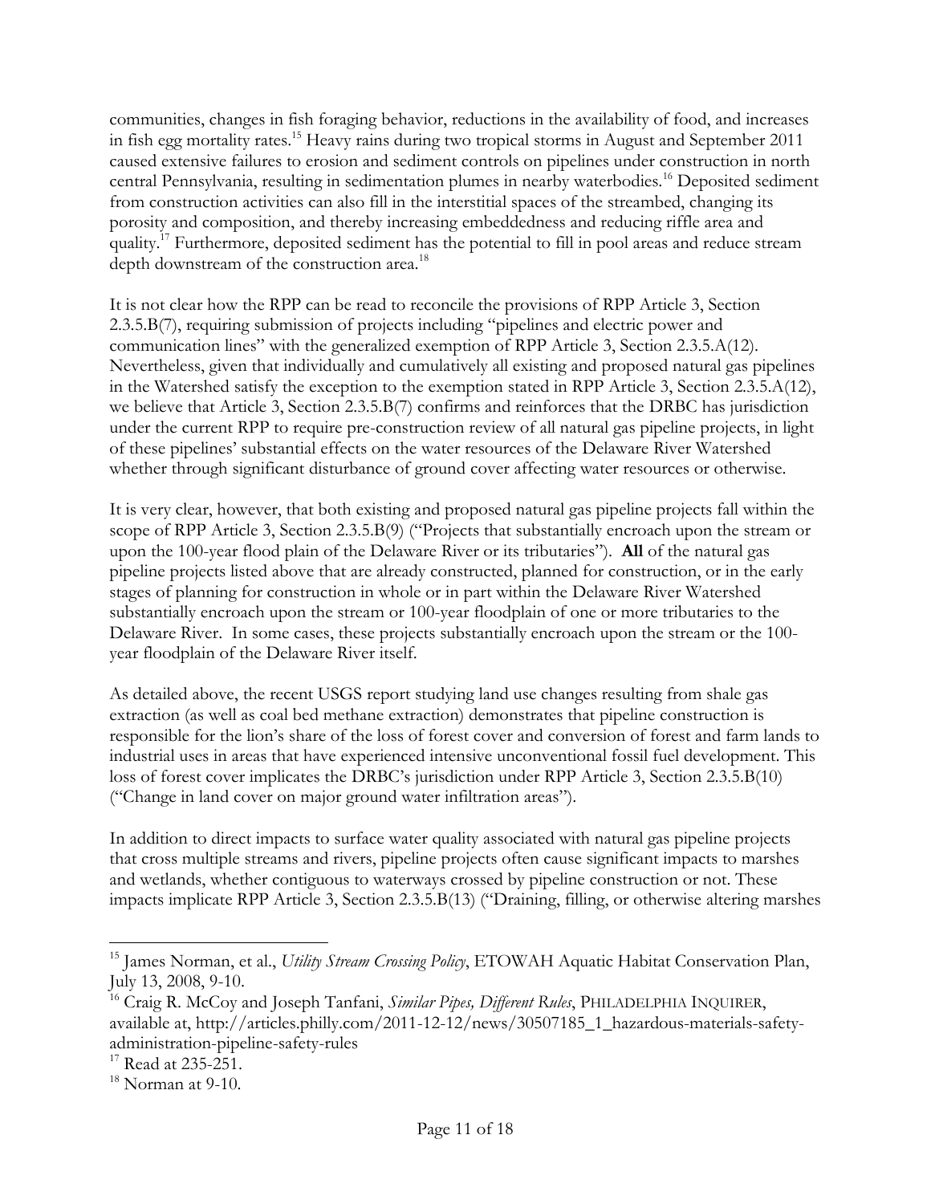communities, changes in fish foraging behavior, reductions in the availability of food, and increases in fish egg mortality rates.[15] Heavy rains during two tropical storms in August and September 2011 caused extensive failures to erosion and sediment controls on pipelines under construction in north central Pennsylvania, resulting in sedimentation plumes in nearby waterbodies.[16] Deposited sediment from construction activities can also fill in the interstitial spaces of the streambed, changing its porosity and composition, and thereby increasing embeddedness and reducing riffle area and quality.[17] Furthermore, deposited sediment has the potential to fill in pool areas and reduce stream depth downstream of the construction area.[18]

It is not clear how the RPP can be read to reconcile the provisions of RPP Article 3, Section 2.3.5.B(7), requiring submission of projects including "pipelines and electric power and communication lines" with the generalized exemption of RPP Article 3, Section 2.3.5.A(12). Nevertheless, given that individually and cumulatively all existing and proposed natural gas pipelines in the Watershed satisfy the exception to the exemption stated in RPP Article 3, Section 2.3.5.A(12), we believe that Article 3, Section 2.3.5.B(7) confirms and reinforces that the DRBC has jurisdiction under the current RPP to require pre-construction review of all natural gas pipeline projects, in light of these pipelines' substantial effects on the water resources of the Delaware River Watershed whether through significant disturbance of ground cover affecting water resources or otherwise.

It is very clear, however, that both existing and proposed natural gas pipeline projects fall within the scope of RPP Article 3, Section 2.3.5.B(9) ("Projects that substantially encroach upon the stream or upon the 100-year flood plain of the Delaware River or its tributaries"). **All** of the natural gas pipeline projects listed above that are already constructed, planned for construction, or in the early stages of planning for construction in whole or in part within the Delaware River Watershed substantially encroach upon the stream or 100-year floodplain of one or more tributaries to the Delaware River. In some cases, these projects substantially encroach upon the stream or the 100-year floodplain of the Delaware River itself.

As detailed above, the recent USGS report studying land use changes resulting from shale gas extraction (as well as coal bed methane extraction) demonstrates that pipeline construction is responsible for the lion's share of the loss of forest cover and conversion of forest and farm lands to industrial uses in areas that have experienced intensive unconventional fossil fuel development. This loss of forest cover implicates the DRBC's jurisdiction under RPP Article 3, Section 2.3.5.B(10) ("Change in land cover on major ground water infiltration areas").

In addition to direct impacts to surface water quality associated with natural gas pipeline projects that cross multiple streams and rivers, pipeline projects often cause significant impacts to marshes and wetlands, whether contiguous to waterways crossed by pipeline construction or not. These impacts implicate RPP Article 3, Section 2.3.5.B(13) ("Draining, filling, or otherwise altering marshes

---

[15] James Norman, et al., *Utility Stream Crossing Policy*, ETOWAH Aquatic Habitat Conservation Plan, July 13, 2008, 9-10.

[16] Craig R. McCoy and Joseph Tanfani, *Similar Pipes, Different Rules*, PHILADELPHIA INQUIRER, available at, http://articles.philly.com/2011-12-12/news/30507185_1_hazardous-materials-safety-administration-pipeline-safety-rules

[17] Read at 235-251.

[18] Norman at 9-10.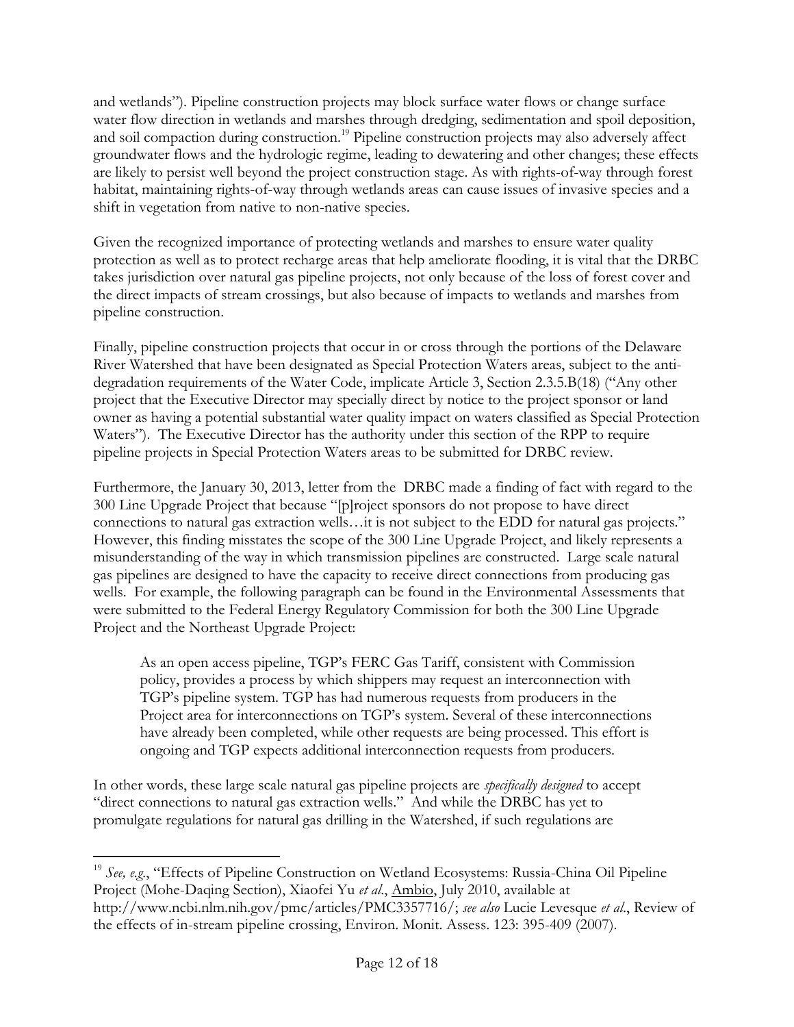and wetlands"). Pipeline construction projects may block surface water flows or change surface water flow direction in wetlands and marshes through dredging, sedimentation and spoil deposition, and soil compaction during construction.[19] Pipeline construction projects may also adversely affect groundwater flows and the hydrologic regime, leading to dewatering and other changes; these effects are likely to persist well beyond the project construction stage. As with rights-of-way through forest habitat, maintaining rights-of-way through wetlands areas can cause issues of invasive species and a shift in vegetation from native to non-native species.

Given the recognized importance of protecting wetlands and marshes to ensure water quality protection as well as to protect recharge areas that help ameliorate flooding, it is vital that the DRBC takes jurisdiction over natural gas pipeline projects, not only because of the loss of forest cover and the direct impacts of stream crossings, but also because of impacts to wetlands and marshes from pipeline construction.

Finally, pipeline construction projects that occur in or cross through the portions of the Delaware River Watershed that have been designated as Special Protection Waters areas, subject to the anti-degradation requirements of the Water Code, implicate Article 3, Section 2.3.5.B(18) ("Any other project that the Executive Director may specially direct by notice to the project sponsor or land owner as having a potential substantial water quality impact on waters classified as Special Protection Waters"). The Executive Director has the authority under this section of the RPP to require pipeline projects in Special Protection Waters areas to be submitted for DRBC review.

Furthermore, the January 30, 2013, letter from the DRBC made a finding of fact with regard to the 300 Line Upgrade Project that because "[p]roject sponsors do not propose to have direct connections to natural gas extraction wells…it is not subject to the EDD for natural gas projects." However, this finding misstates the scope of the 300 Line Upgrade Project, and likely represents a misunderstanding of the way in which transmission pipelines are constructed. Large scale natural gas pipelines are designed to have the capacity to receive direct connections from producing gas wells. For example, the following paragraph can be found in the Environmental Assessments that were submitted to the Federal Energy Regulatory Commission for both the 300 Line Upgrade Project and the Northeast Upgrade Project:

> As an open access pipeline, TGP's FERC Gas Tariff, consistent with Commission policy, provides a process by which shippers may request an interconnection with TGP's pipeline system. TGP has had numerous requests from producers in the Project area for interconnections on TGP's system. Several of these interconnections have already been completed, while other requests are being processed. This effort is ongoing and TGP expects additional interconnection requests from producers.

In other words, these large scale natural gas pipeline projects are *specifically designed* to accept "direct connections to natural gas extraction wells." And while the DRBC has yet to promulgate regulations for natural gas drilling in the Watershed, if such regulations are

---

[19] *See, e.g.*, "Effects of Pipeline Construction on Wetland Ecosystems: Russia-China Oil Pipeline Project (Mohe-Daqing Section), Xiaofei Yu *et al*., Ambio, July 2010, available at http://www.ncbi.nlm.nih.gov/pmc/articles/PMC3357716/; *see also* Lucie Levesque *et al*., Review of the effects of in-stream pipeline crossing, Environ. Monit. Assess. 123: 395-409 (2007).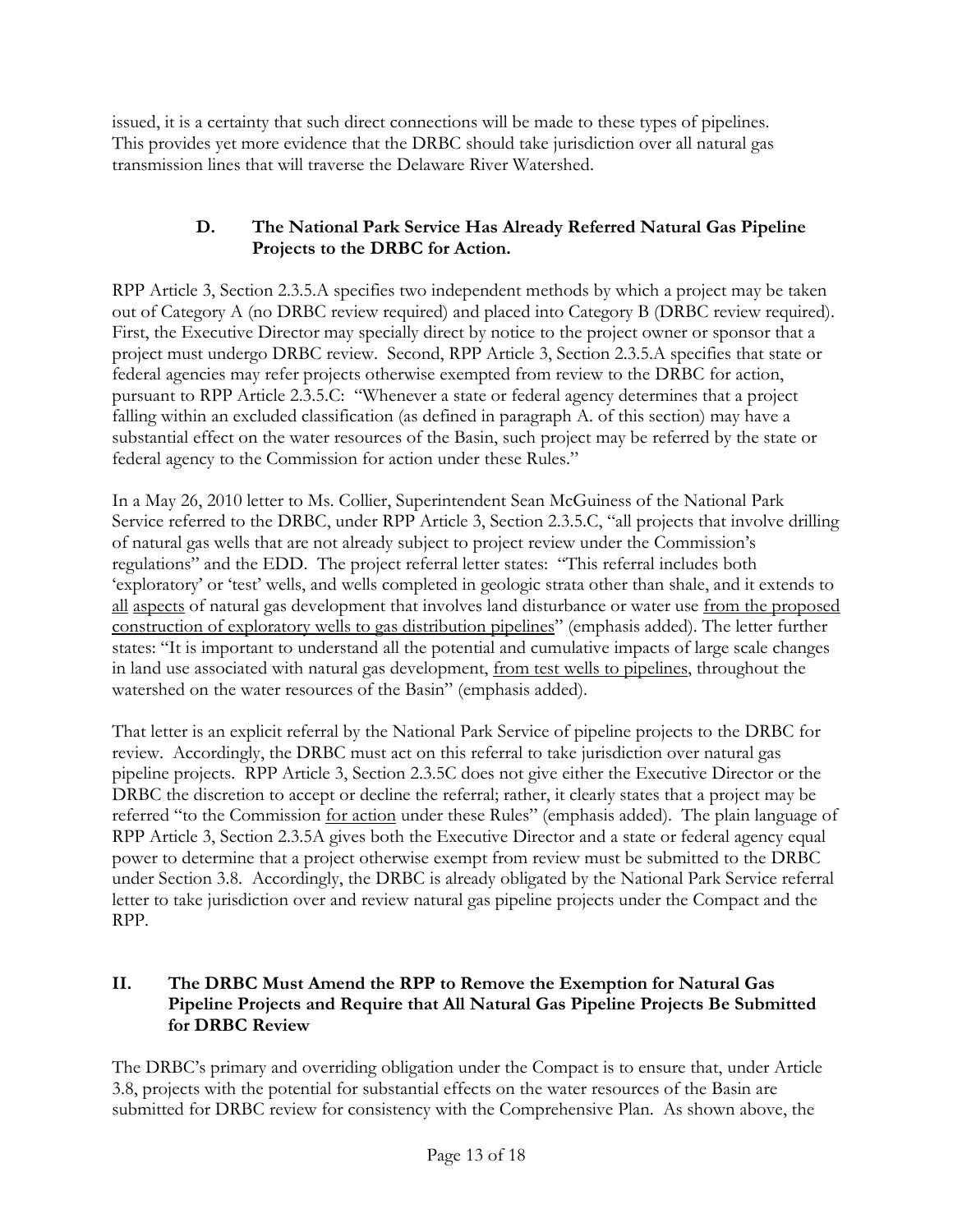issued, it is a certainty that such direct connections will be made to these types of pipelines. This provides yet more evidence that the DRBC should take jurisdiction over all natural gas transmission lines that will traverse the Delaware River Watershed.

### D. The National Park Service Has Already Referred Natural Gas Pipeline Projects to the DRBC for Action.

RPP Article 3, Section 2.3.5.A specifies two independent methods by which a project may be taken out of Category A (no DRBC review required) and placed into Category B (DRBC review required). First, the Executive Director may specially direct by notice to the project owner or sponsor that a project must undergo DRBC review. Second, RPP Article 3, Section 2.3.5.A specifies that state or federal agencies may refer projects otherwise exempted from review to the DRBC for action, pursuant to RPP Article 2.3.5.C: "Whenever a state or federal agency determines that a project falling within an excluded classification (as defined in paragraph A. of this section) may have a substantial effect on the water resources of the Basin, such project may be referred by the state or federal agency to the Commission for action under these Rules."

In a May 26, 2010 letter to Ms. Collier, Superintendent Sean McGuiness of the National Park Service referred to the DRBC, under RPP Article 3, Section 2.3.5.C, "all projects that involve drilling of natural gas wells that are not already subject to project review under the Commission's regulations" and the EDD. The project referral letter states: "This referral includes both 'exploratory' or 'test' wells, and wells completed in geologic strata other than shale, and it extends to <u>all</u> <u>aspects</u> of natural gas development that involves land disturbance or water use <u>from the proposed construction of exploratory wells to gas distribution pipelines</u>" (emphasis added). The letter further states: "It is important to understand all the potential and cumulative impacts of large scale changes in land use associated with natural gas development, <u>from test wells to pipelines</u>, throughout the watershed on the water resources of the Basin" (emphasis added).

That letter is an explicit referral by the National Park Service of pipeline projects to the DRBC for review. Accordingly, the DRBC must act on this referral to take jurisdiction over natural gas pipeline projects. RPP Article 3, Section 2.3.5C does not give either the Executive Director or the DRBC the discretion to accept or decline the referral; rather, it clearly states that a project may be referred "to the Commission <u>for action</u> under these Rules" (emphasis added). The plain language of RPP Article 3, Section 2.3.5A gives both the Executive Director and a state or federal agency equal power to determine that a project otherwise exempt from review must be submitted to the DRBC under Section 3.8. Accordingly, the DRBC is already obligated by the National Park Service referral letter to take jurisdiction over and review natural gas pipeline projects under the Compact and the RPP.

## II. The DRBC Must Amend the RPP to Remove the Exemption for Natural Gas Pipeline Projects and Require that All Natural Gas Pipeline Projects Be Submitted for DRBC Review

The DRBC's primary and overriding obligation under the Compact is to ensure that, under Article 3.8, projects with the potential for substantial effects on the water resources of the Basin are submitted for DRBC review for consistency with the Comprehensive Plan. As shown above, the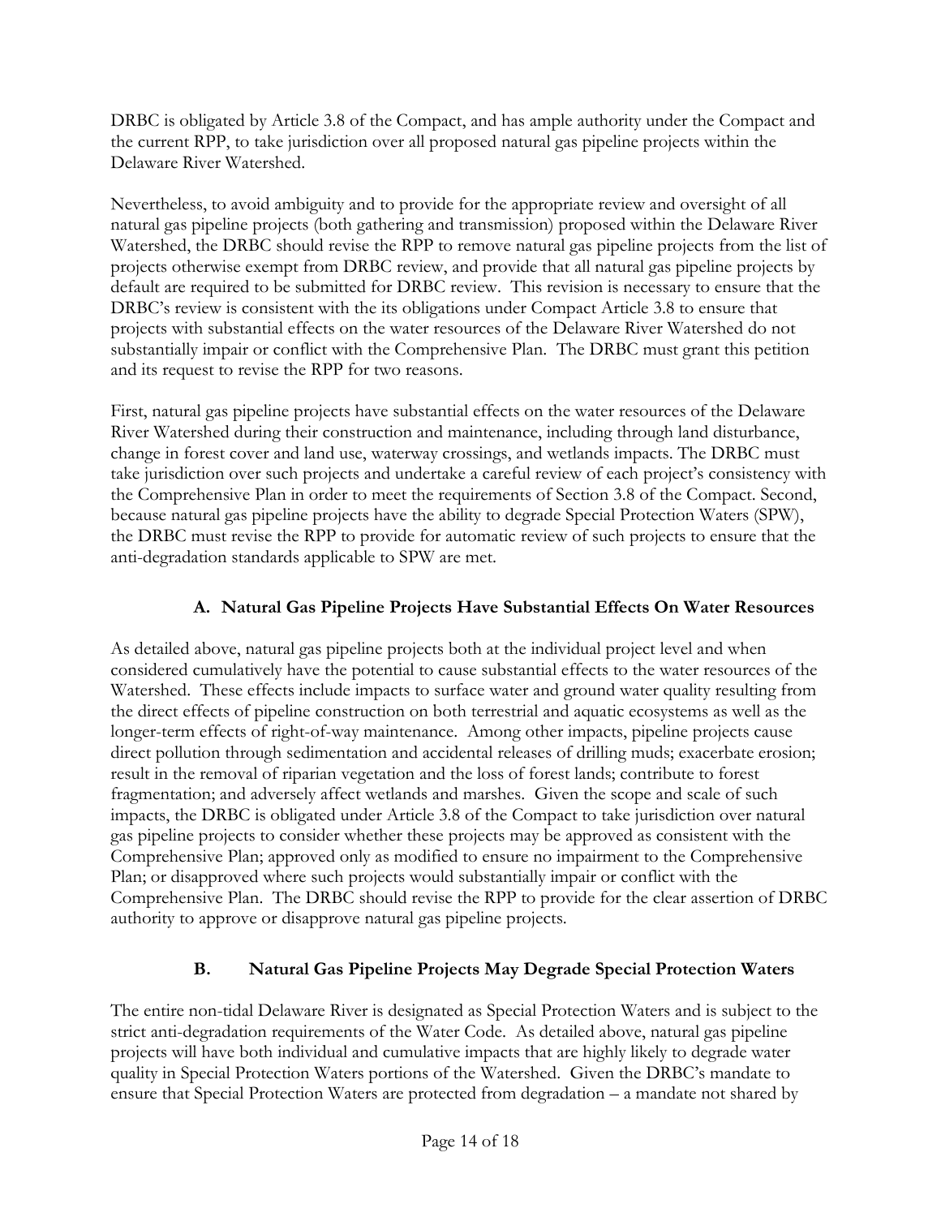DRBC is obligated by Article 3.8 of the Compact, and has ample authority under the Compact and the current RPP, to take jurisdiction over all proposed natural gas pipeline projects within the Delaware River Watershed.

Nevertheless, to avoid ambiguity and to provide for the appropriate review and oversight of all natural gas pipeline projects (both gathering and transmission) proposed within the Delaware River Watershed, the DRBC should revise the RPP to remove natural gas pipeline projects from the list of projects otherwise exempt from DRBC review, and provide that all natural gas pipeline projects by default are required to be submitted for DRBC review. This revision is necessary to ensure that the DRBC's review is consistent with the its obligations under Compact Article 3.8 to ensure that projects with substantial effects on the water resources of the Delaware River Watershed do not substantially impair or conflict with the Comprehensive Plan. The DRBC must grant this petition and its request to revise the RPP for two reasons.

First, natural gas pipeline projects have substantial effects on the water resources of the Delaware River Watershed during their construction and maintenance, including through land disturbance, change in forest cover and land use, waterway crossings, and wetlands impacts. The DRBC must take jurisdiction over such projects and undertake a careful review of each project's consistency with the Comprehensive Plan in order to meet the requirements of Section 3.8 of the Compact. Second, because natural gas pipeline projects have the ability to degrade Special Protection Waters (SPW), the DRBC must revise the RPP to provide for automatic review of such projects to ensure that the anti-degradation standards applicable to SPW are met.

### A. Natural Gas Pipeline Projects Have Substantial Effects On Water Resources

As detailed above, natural gas pipeline projects both at the individual project level and when considered cumulatively have the potential to cause substantial effects to the water resources of the Watershed. These effects include impacts to surface water and ground water quality resulting from the direct effects of pipeline construction on both terrestrial and aquatic ecosystems as well as the longer-term effects of right-of-way maintenance. Among other impacts, pipeline projects cause direct pollution through sedimentation and accidental releases of drilling muds; exacerbate erosion; result in the removal of riparian vegetation and the loss of forest lands; contribute to forest fragmentation; and adversely affect wetlands and marshes. Given the scope and scale of such impacts, the DRBC is obligated under Article 3.8 of the Compact to take jurisdiction over natural gas pipeline projects to consider whether these projects may be approved as consistent with the Comprehensive Plan; approved only as modified to ensure no impairment to the Comprehensive Plan; or disapproved where such projects would substantially impair or conflict with the Comprehensive Plan. The DRBC should revise the RPP to provide for the clear assertion of DRBC authority to approve or disapprove natural gas pipeline projects.

### B. Natural Gas Pipeline Projects May Degrade Special Protection Waters

The entire non-tidal Delaware River is designated as Special Protection Waters and is subject to the strict anti-degradation requirements of the Water Code. As detailed above, natural gas pipeline projects will have both individual and cumulative impacts that are highly likely to degrade water quality in Special Protection Waters portions of the Watershed. Given the DRBC's mandate to ensure that Special Protection Waters are protected from degradation – a mandate not shared by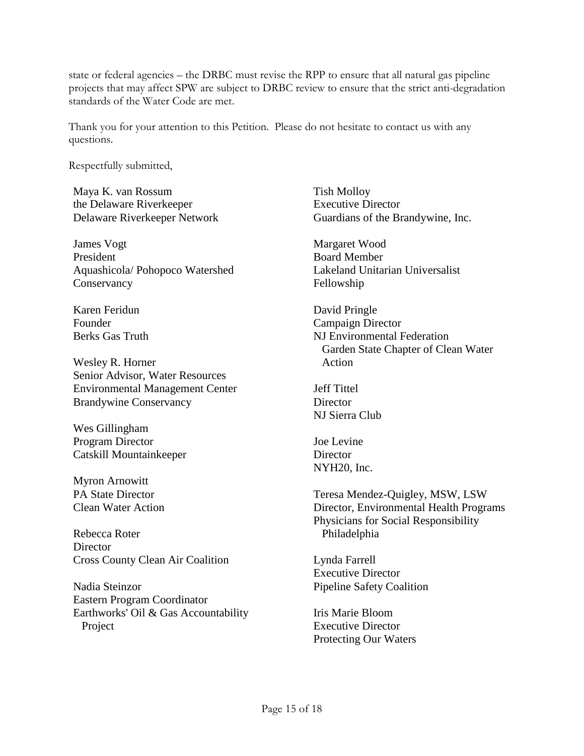state or federal agencies – the DRBC must revise the RPP to ensure that all natural gas pipeline projects that may affect SPW are subject to DRBC review to ensure that the strict anti-degradation standards of the Water Code are met.

Thank you for your attention to this Petition. Please do not hesitate to contact us with any questions.

Respectfully submitted,

Maya K. van Rossum  
the Delaware Riverkeeper  
Delaware Riverkeeper Network

James Vogt  
President  
Aquashicola/ Pohopoco Watershed Conservancy

Karen Feridun  
Founder  
Berks Gas Truth

Wesley R. Horner  
Senior Advisor, Water Resources  
Environmental Management Center  
Brandywine Conservancy

Wes Gillingham  
Program Director  
Catskill Mountainkeeper

Myron Arnowitt  
PA State Director  
Clean Water Action

Rebecca Roter  
Director  
Cross County Clean Air Coalition

Nadia Steinzor  
Eastern Program Coordinator  
Earthworks' Oil & Gas Accountability Project

Tish Molloy  
Executive Director  
Guardians of the Brandywine, Inc.

Margaret Wood  
Board Member  
Lakeland Unitarian Universalist Fellowship

David Pringle  
Campaign Director  
NJ Environmental Federation  
Garden State Chapter of Clean Water Action

Jeff Tittel  
Director  
NJ Sierra Club

Joe Levine  
Director  
NYH20, Inc.

Teresa Mendez-Quigley, MSW, LSW  
Director, Environmental Health Programs  
Physicians for Social Responsibility Philadelphia

Lynda Farrell  
Executive Director  
Pipeline Safety Coalition

Iris Marie Bloom  
Executive Director  
Protecting Our Waters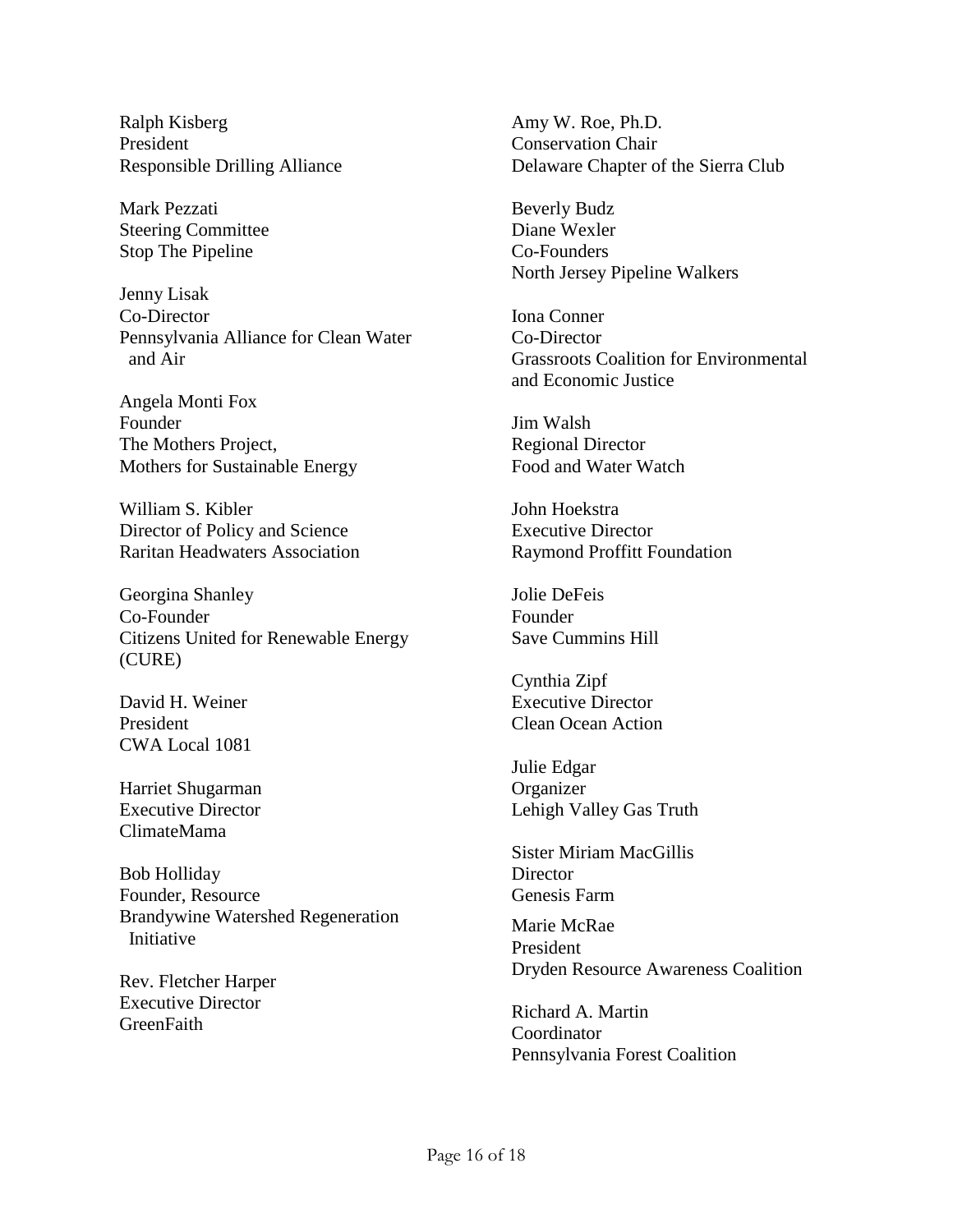Ralph Kisberg
President
Responsible Drilling Alliance

Mark Pezzati
Steering Committee
Stop The Pipeline

Jenny Lisak
Co-Director
Pennsylvania Alliance for Clean Water and Air

Angela Monti Fox
Founder
The Mothers Project,
Mothers for Sustainable Energy

William S. Kibler
Director of Policy and Science
Raritan Headwaters Association

Georgina Shanley
Co-Founder
Citizens United for Renewable Energy (CURE)

David H. Weiner
President
CWA Local 1081

Harriet Shugarman
Executive Director
ClimateMama

Bob Holliday
Founder, Resource
Brandywine Watershed Regeneration Initiative

Rev. Fletcher Harper
Executive Director
GreenFaith

Amy W. Roe, Ph.D.
Conservation Chair
Delaware Chapter of the Sierra Club

Beverly Budz
Diane Wexler
Co-Founders
North Jersey Pipeline Walkers

Iona Conner
Co-Director
Grassroots Coalition for Environmental and Economic Justice

Jim Walsh
Regional Director
Food and Water Watch

John Hoekstra
Executive Director
Raymond Proffitt Foundation

Jolie DeFeis
Founder
Save Cummins Hill

Cynthia Zipf
Executive Director
Clean Ocean Action

Julie Edgar
Organizer
Lehigh Valley Gas Truth

Sister Miriam MacGillis
Director
Genesis Farm

Marie McRae
President
Dryden Resource Awareness Coalition

Richard A. Martin
Coordinator
Pennsylvania Forest Coalition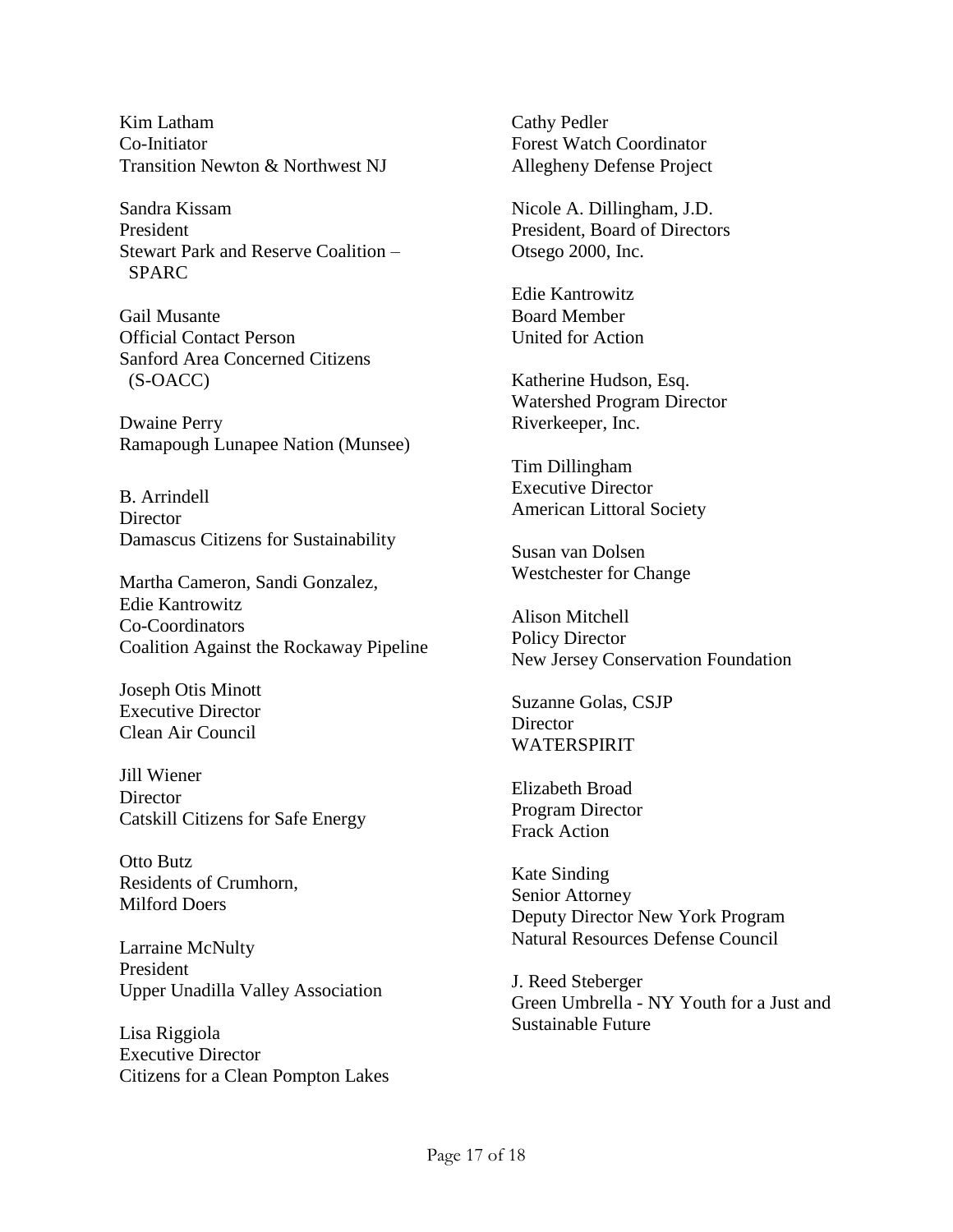Kim Latham
Co-Initiator
Transition Newton & Northwest NJ

Sandra Kissam
President
Stewart Park and Reserve Coalition – SPARC

Gail Musante
Official Contact Person
Sanford Area Concerned Citizens (S-OACC)

Dwaine Perry
Ramapough Lunapee Nation (Munsee)

B. Arrindell
Director
Damascus Citizens for Sustainability

Martha Cameron, Sandi Gonzalez, Edie Kantrowitz
Co-Coordinators
Coalition Against the Rockaway Pipeline

Joseph Otis Minott
Executive Director
Clean Air Council

Jill Wiener
Director
Catskill Citizens for Safe Energy

Otto Butz
Residents of Crumhorn, Milford Doers

Larraine McNulty
President
Upper Unadilla Valley Association

Lisa Riggiola
Executive Director
Citizens for a Clean Pompton Lakes

Cathy Pedler
Forest Watch Coordinator
Allegheny Defense Project

Nicole A. Dillingham, J.D.
President, Board of Directors
Otsego 2000, Inc.

Edie Kantrowitz
Board Member
United for Action

Katherine Hudson, Esq.
Watershed Program Director
Riverkeeper, Inc.

Tim Dillingham
Executive Director
American Littoral Society

Susan van Dolsen
Westchester for Change

Alison Mitchell
Policy Director
New Jersey Conservation Foundation

Suzanne Golas, CSJP
Director
WATERSPIRIT

Elizabeth Broad
Program Director
Frack Action

Kate Sinding
Senior Attorney
Deputy Director New York Program
Natural Resources Defense Council

J. Reed Steberger
Green Umbrella - NY Youth for a Just and Sustainable Future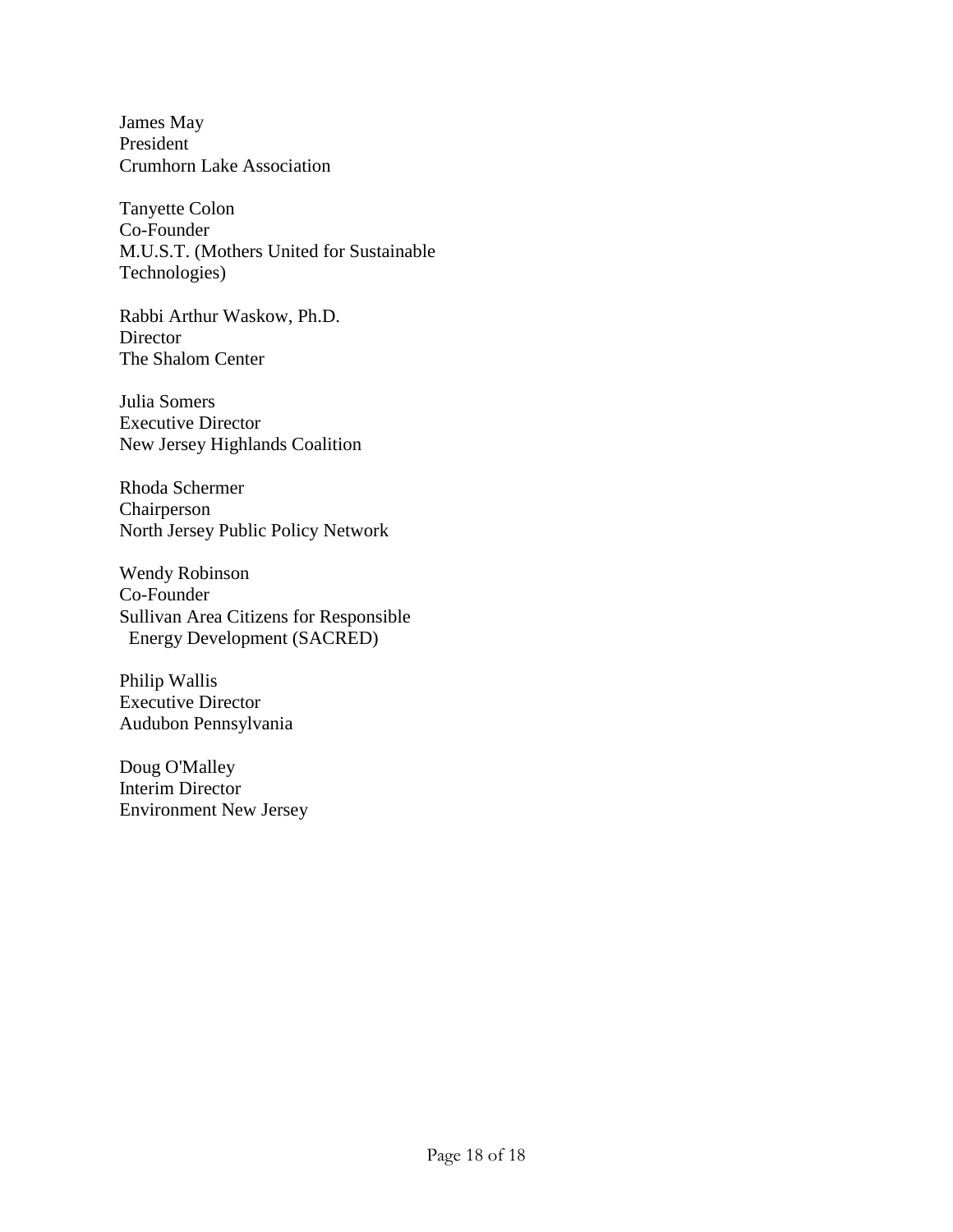James May
President
Crumhorn Lake Association

Tanyette Colon
Co-Founder
M.U.S.T. (Mothers United for Sustainable Technologies)

Rabbi Arthur Waskow, Ph.D.
Director
The Shalom Center

Julia Somers
Executive Director
New Jersey Highlands Coalition

Rhoda Schermer
Chairperson
North Jersey Public Policy Network

Wendy Robinson
Co-Founder
Sullivan Area Citizens for Responsible Energy Development (SACRED)

Philip Wallis
Executive Director
Audubon Pennsylvania

Doug O'Malley
Interim Director
Environment New Jersey